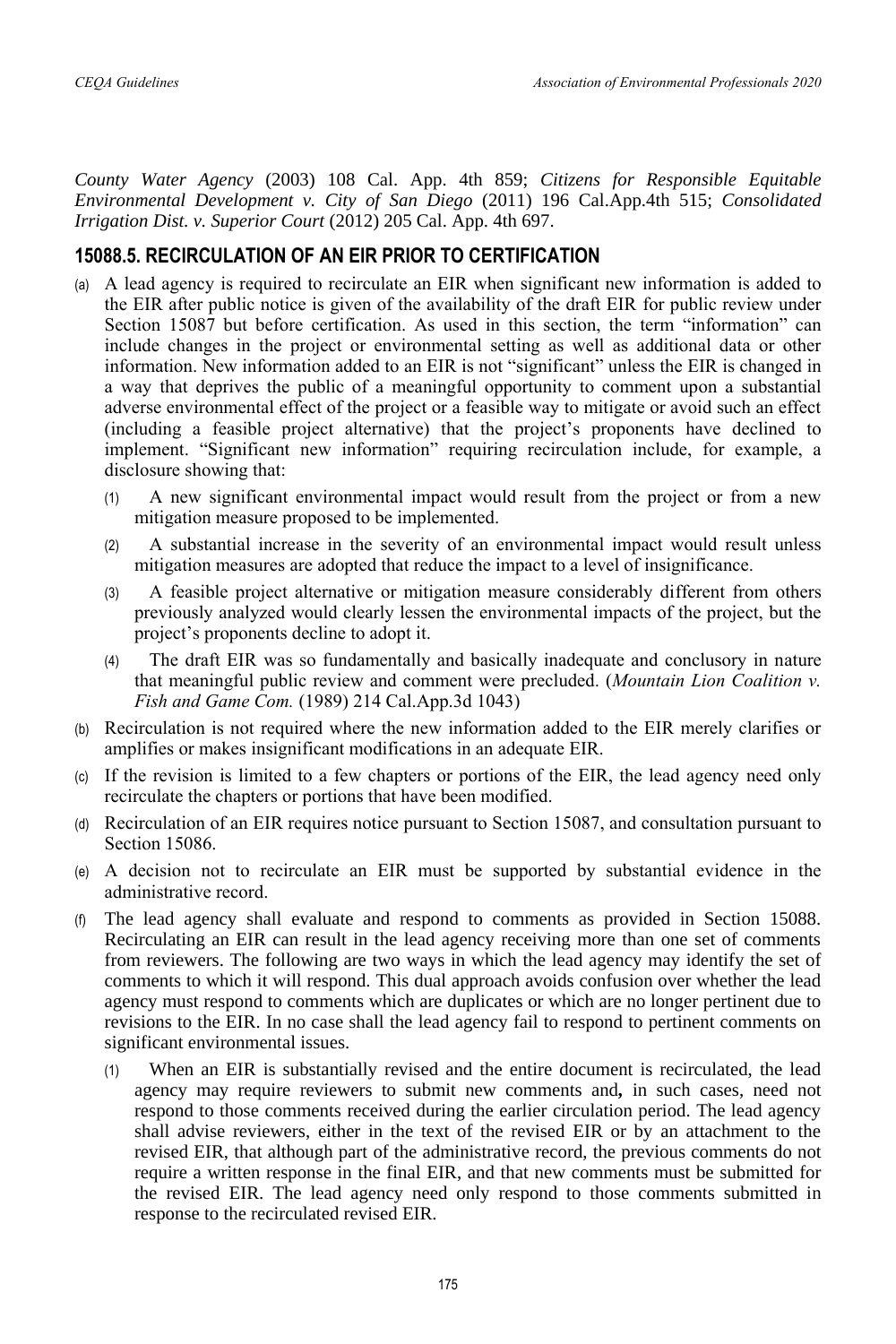*County Water Agency* (2003) 108 Cal. App. 4th 859; *Citizens for Responsible Equitable Environmental Development v. City of San Diego* (2011) 196 Cal.App.4th 515; *Consolidated Irrigation Dist. v. Superior Court* (2012) 205 Cal. App. 4th 697.

## 15088.5. RECIRCULATION OF AN EIR PRIOR TO CERTIFICATION

(a) A lead agency is required to recirculate an EIR when significant new information is added to the EIR after public notice is given of the availability of the draft EIR for public review under Section 15087 but before certification. As used in this section, the term "information" can include changes in the project or environmental setting as well as additional data or other information. New information added to an EIR is not "significant" unless the EIR is changed in a way that deprives the public of a meaningful opportunity to comment upon a substantial adverse environmental effect of the project or a feasible way to mitigate or avoid such an effect (including a feasible project alternative) that the project's proponents have declined to implement. "Significant new information" requiring recirculation include, for example, a disclosure showing that:

(1) A new significant environmental impact would result from the project or from a new mitigation measure proposed to be implemented.

(2) A substantial increase in the severity of an environmental impact would result unless mitigation measures are adopted that reduce the impact to a level of insignificance.

(3) A feasible project alternative or mitigation measure considerably different from others previously analyzed would clearly lessen the environmental impacts of the project, but the project's proponents decline to adopt it.

(4) The draft EIR was so fundamentally and basically inadequate and conclusory in nature that meaningful public review and comment were precluded. (*Mountain Lion Coalition v. Fish and Game Com.* (1989) 214 Cal.App.3d 1043)

(b) Recirculation is not required where the new information added to the EIR merely clarifies or amplifies or makes insignificant modifications in an adequate EIR.

(c) If the revision is limited to a few chapters or portions of the EIR, the lead agency need only recirculate the chapters or portions that have been modified.

(d) Recirculation of an EIR requires notice pursuant to Section 15087, and consultation pursuant to Section 15086.

(e) A decision not to recirculate an EIR must be supported by substantial evidence in the administrative record.

(f) The lead agency shall evaluate and respond to comments as provided in Section 15088. Recirculating an EIR can result in the lead agency receiving more than one set of comments from reviewers. The following are two ways in which the lead agency may identify the set of comments to which it will respond. This dual approach avoids confusion over whether the lead agency must respond to comments which are duplicates or which are no longer pertinent due to revisions to the EIR. In no case shall the lead agency fail to respond to pertinent comments on significant environmental issues.

(1) When an EIR is substantially revised and the entire document is recirculated, the lead agency may require reviewers to submit new comments and**,** in such cases, need not respond to those comments received during the earlier circulation period. The lead agency shall advise reviewers, either in the text of the revised EIR or by an attachment to the revised EIR, that although part of the administrative record, the previous comments do not require a written response in the final EIR, and that new comments must be submitted for the revised EIR. The lead agency need only respond to those comments submitted in response to the recirculated revised EIR.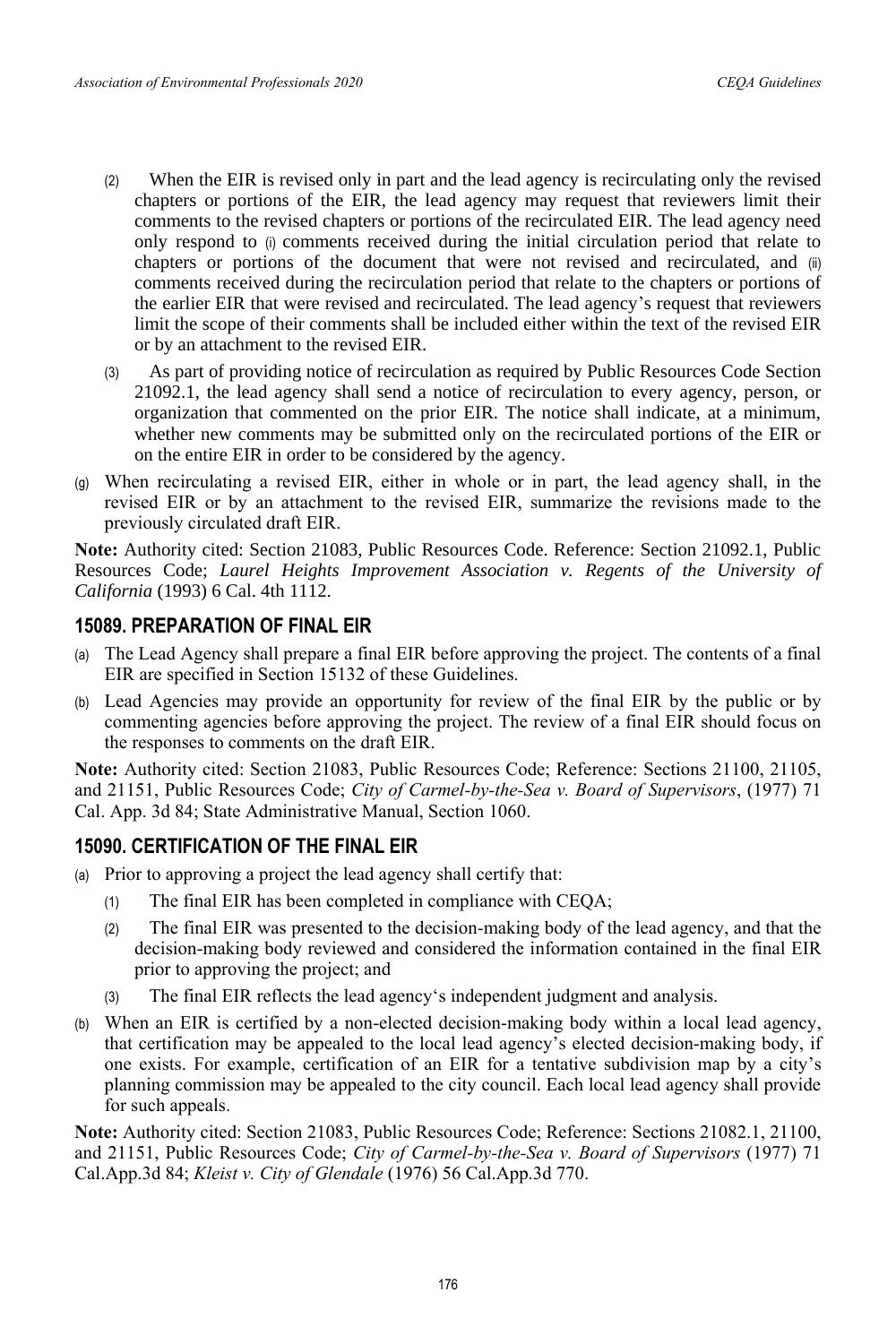(2) When the EIR is revised only in part and the lead agency is recirculating only the revised chapters or portions of the EIR, the lead agency may request that reviewers limit their comments to the revised chapters or portions of the recirculated EIR. The lead agency need only respond to (i) comments received during the initial circulation period that relate to chapters or portions of the document that were not revised and recirculated, and (ii) comments received during the recirculation period that relate to the chapters or portions of the earlier EIR that were revised and recirculated. The lead agency's request that reviewers limit the scope of their comments shall be included either within the text of the revised EIR or by an attachment to the revised EIR.

(3) As part of providing notice of recirculation as required by Public Resources Code Section 21092.1, the lead agency shall send a notice of recirculation to every agency, person, or organization that commented on the prior EIR. The notice shall indicate, at a minimum, whether new comments may be submitted only on the recirculated portions of the EIR or on the entire EIR in order to be considered by the agency.

(g) When recirculating a revised EIR, either in whole or in part, the lead agency shall, in the revised EIR or by an attachment to the revised EIR, summarize the revisions made to the previously circulated draft EIR.

**Note:** Authority cited: Section 21083, Public Resources Code. Reference: Section 21092.1, Public Resources Code; *Laurel Heights Improvement Association v. Regents of the University of California* (1993) 6 Cal. 4th 1112.

## 15089. PREPARATION OF FINAL EIR

(a) The Lead Agency shall prepare a final EIR before approving the project. The contents of a final EIR are specified in Section 15132 of these Guidelines.

(b) Lead Agencies may provide an opportunity for review of the final EIR by the public or by commenting agencies before approving the project. The review of a final EIR should focus on the responses to comments on the draft EIR.

**Note:** Authority cited: Section 21083, Public Resources Code; Reference: Sections 21100, 21105, and 21151, Public Resources Code; *City of Carmel-by-the-Sea v. Board of Supervisors*, (1977) 71 Cal. App. 3d 84; State Administrative Manual, Section 1060.

## 15090. CERTIFICATION OF THE FINAL EIR

(a) Prior to approving a project the lead agency shall certify that:

  (1) The final EIR has been completed in compliance with CEQA;

  (2) The final EIR was presented to the decision-making body of the lead agency, and that the decision-making body reviewed and considered the information contained in the final EIR prior to approving the project; and

  (3) The final EIR reflects the lead agency's independent judgment and analysis.

(b) When an EIR is certified by a non-elected decision-making body within a local lead agency, that certification may be appealed to the local lead agency's elected decision-making body, if one exists. For example, certification of an EIR for a tentative subdivision map by a city's planning commission may be appealed to the city council. Each local lead agency shall provide for such appeals.

**Note:** Authority cited: Section 21083, Public Resources Code; Reference: Sections 21082.1, 21100, and 21151, Public Resources Code; *City of Carmel-by-the-Sea v. Board of Supervisors* (1977) 71 Cal.App.3d 84; *Kleist v. City of Glendale* (1976) 56 Cal.App.3d 770.